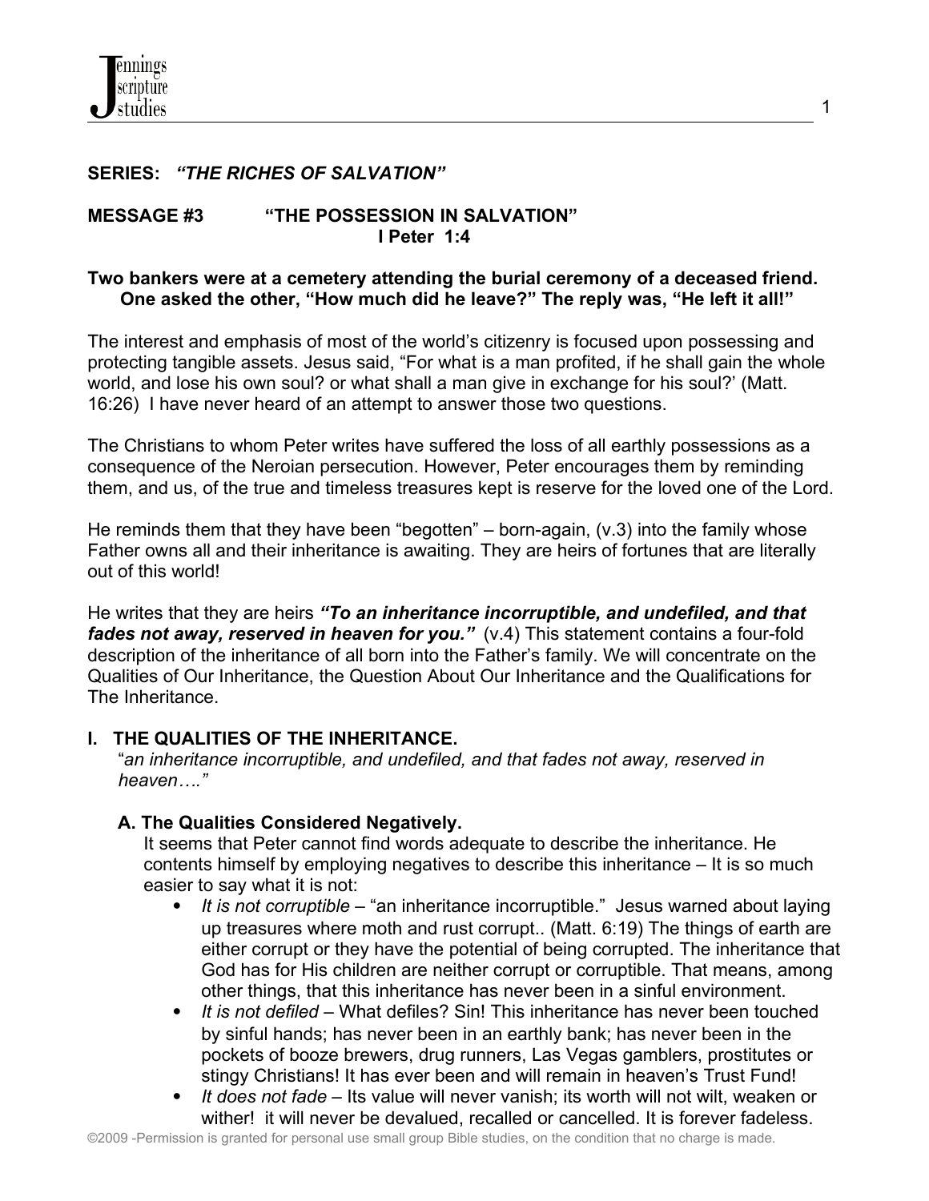**SERIES:** ***"THE RICHES OF SALVATION"***

**MESSAGE #3 "THE POSSESSION IN SALVATION"**
**I Peter 1:4**

**Two bankers were at a cemetery attending the burial ceremony of a deceased friend. One asked the other, "How much did he leave?" The reply was, "He left it all!"**

The interest and emphasis of most of the world's citizenry is focused upon possessing and protecting tangible assets. Jesus said, "For what is a man profited, if he shall gain the whole world, and lose his own soul? or what shall a man give in exchange for his soul?' (Matt. 16:26) I have never heard of an attempt to answer those two questions.

The Christians to whom Peter writes have suffered the loss of all earthly possessions as a consequence of the Neroian persecution. However, Peter encourages them by reminding them, and us, of the true and timeless treasures kept is reserve for the loved one of the Lord.

He reminds them that they have been "begotten" – born-again, (v.3) into the family whose Father owns all and their inheritance is awaiting. They are heirs of fortunes that are literally out of this world!

He writes that they are heirs ***"To an inheritance incorruptible, and undefiled, and that fades not away, reserved in heaven for you."*** (v.4) This statement contains a four-fold description of the inheritance of all born into the Father's family. We will concentrate on the Qualities of Our Inheritance, the Question About Our Inheritance and the Qualifications for The Inheritance.

## I. THE QUALITIES OF THE INHERITANCE.

"*an inheritance incorruptible, and undefiled, and that fades not away, reserved in heaven…."*

### A. The Qualities Considered Negatively.

It seems that Peter cannot find words adequate to describe the inheritance. He contents himself by employing negatives to describe this inheritance – It is so much easier to say what it is not:

- *It is not corruptible* – "an inheritance incorruptible." Jesus warned about laying up treasures where moth and rust corrupt.. (Matt. 6:19) The things of earth are either corrupt or they have the potential of being corrupted. The inheritance that God has for His children are neither corrupt or corruptible. That means, among other things, that this inheritance has never been in a sinful environment.
- *It is not defiled* – What defiles? Sin! This inheritance has never been touched by sinful hands; has never been in an earthly bank; has never been in the pockets of booze brewers, drug runners, Las Vegas gamblers, prostitutes or stingy Christians! It has ever been and will remain in heaven's Trust Fund!
- *It does not fade* – Its value will never vanish; its worth will not wilt, weaken or wither! it will never be devalued, recalled or cancelled. It is forever fadeless.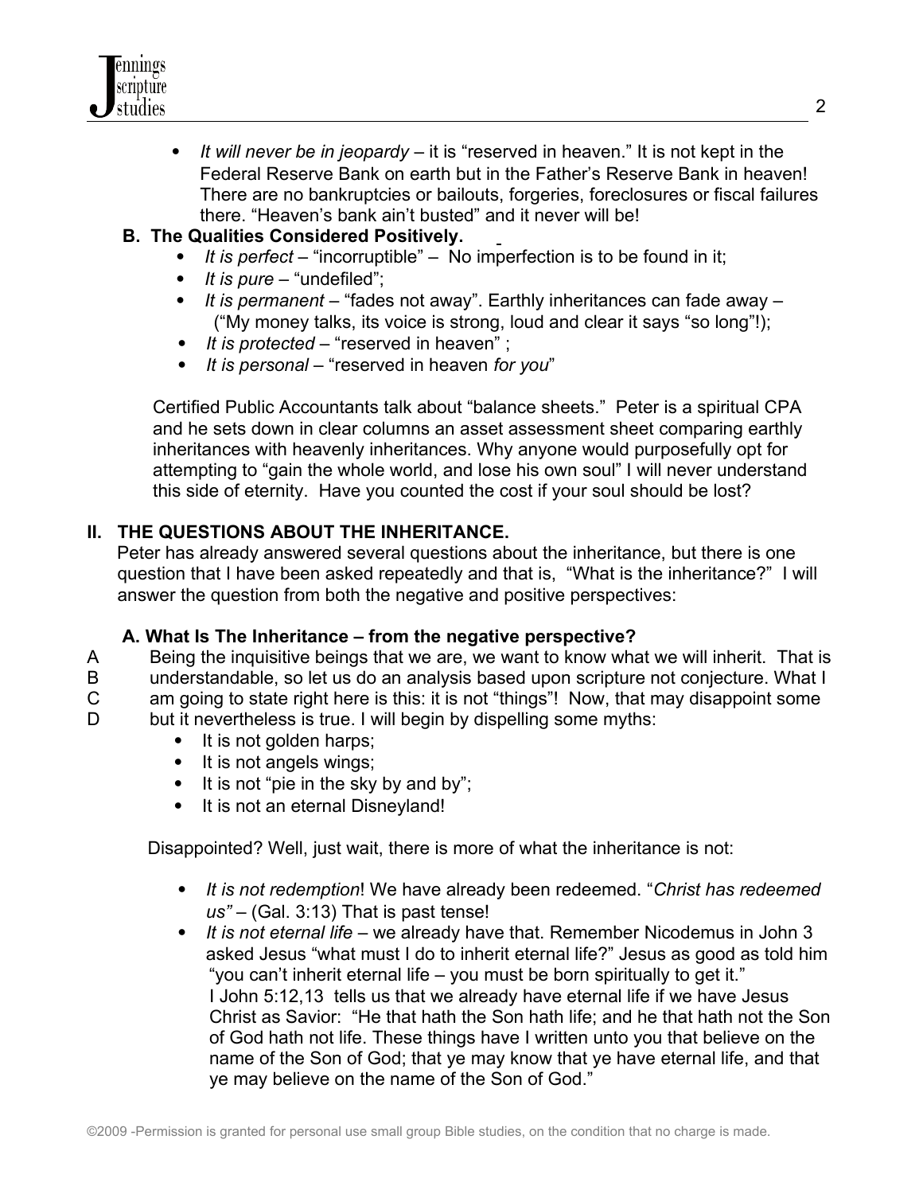- *It will never be in jeopardy* – it is "reserved in heaven." It is not kept in the Federal Reserve Bank on earth but in the Father's Reserve Bank in heaven! There are no bankruptcies or bailouts, forgeries, foreclosures or fiscal failures there. "Heaven's bank ain't busted" and it never will be!

**B. The Qualities Considered Positively.**

- *It is perfect* – "incorruptible" – No imperfection is to be found in it;
- *It is pure* – "undefiled";
- *It is permanent* – "fades not away". Earthly inheritances can fade away – ("My money talks, its voice is strong, loud and clear it says "so long"!);
- *It is protected* – "reserved in heaven" ;
- *It is personal* – "reserved in heaven *for you*"

Certified Public Accountants talk about "balance sheets." Peter is a spiritual CPA and he sets down in clear columns an asset assessment sheet comparing earthly inheritances with heavenly inheritances. Why anyone would purposefully opt for attempting to "gain the whole world, and lose his own soul" I will never understand this side of eternity. Have you counted the cost if your soul should be lost?

## II. THE QUESTIONS ABOUT THE INHERITANCE.

Peter has already answered several questions about the inheritance, but there is one question that I have been asked repeatedly and that is, "What is the inheritance?" I will answer the question from both the negative and positive perspectives:

### A. What Is The Inheritance – from the negative perspective?

A Being the inquisitive beings that we are, we want to know what we will inherit. That is
B understandable, so let us do an analysis based upon scripture not conjecture. What I
C am going to state right here is this: it is not "things"! Now, that may disappoint some
D but it nevertheless is true. I will begin by dispelling some myths:

- It is not golden harps;
- It is not angels wings;
- It is not "pie in the sky by and by";
- It is not an eternal Disneyland!

Disappointed? Well, just wait, there is more of what the inheritance is not:

- *It is not redemption*! We have already been redeemed. "*Christ has redeemed us"* – (Gal. 3:13) That is past tense!
- *It is not eternal life* – we already have that. Remember Nicodemus in John 3 asked Jesus "what must I do to inherit eternal life?" Jesus as good as told him "you can't inherit eternal life – you must be born spiritually to get it." I John 5:12,13 tells us that we already have eternal life if we have Jesus Christ as Savior: "He that hath the Son hath life; and he that hath not the Son of God hath not life. These things have I written unto you that believe on the name of the Son of God; that ye may know that ye have eternal life, and that ye may believe on the name of the Son of God."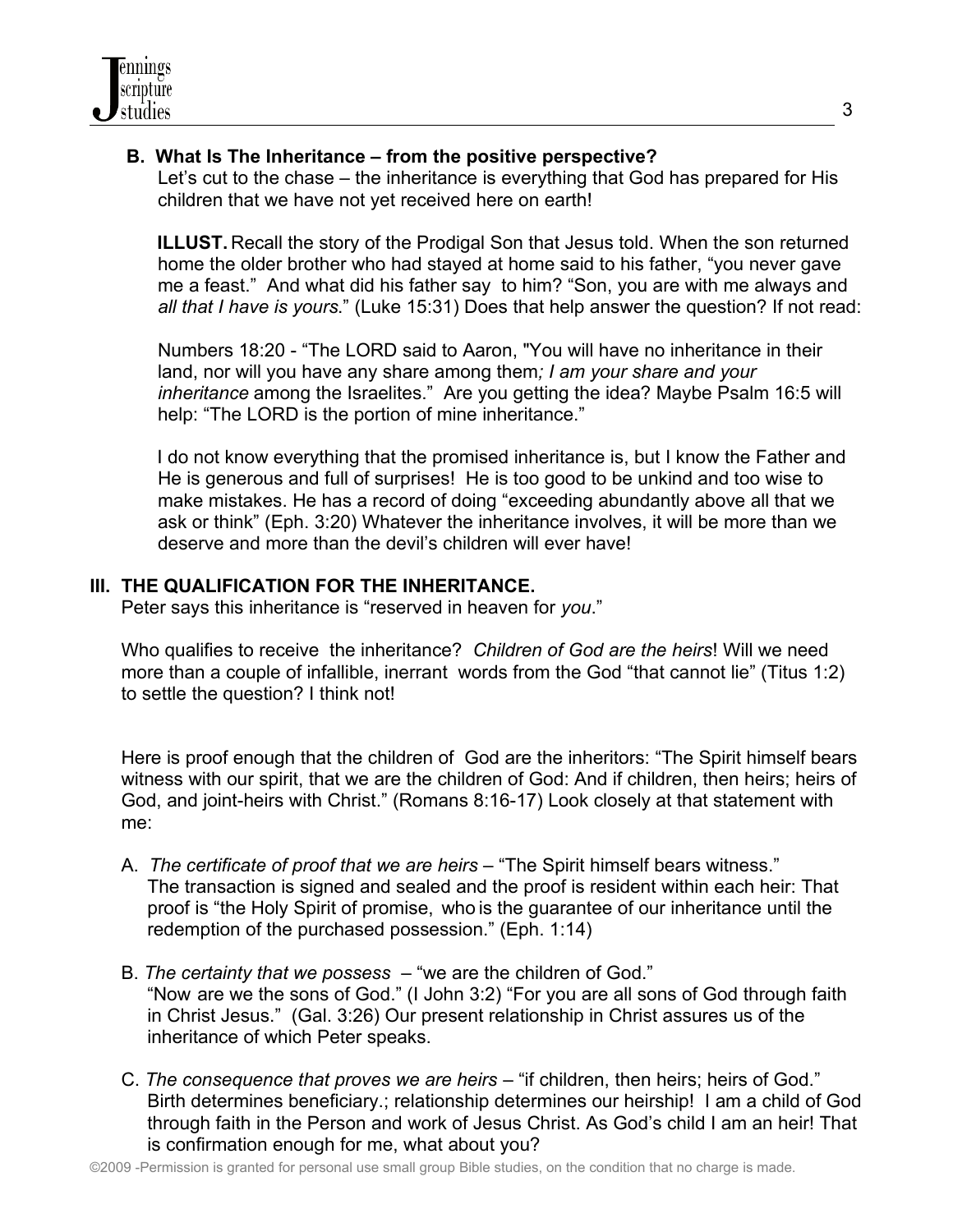### B. What Is The Inheritance – from the positive perspective?

Let's cut to the chase – the inheritance is everything that God has prepared for His children that we have not yet received here on earth!

**ILLUST.** Recall the story of the Prodigal Son that Jesus told. When the son returned home the older brother who had stayed at home said to his father, "you never gave me a feast." And what did his father say to him? "Son, you are with me always and *all that I have is yours*." (Luke 15:31) Does that help answer the question? If not read:

Numbers 18:20 - "The LORD said to Aaron, "You will have no inheritance in their land, nor will you have any share among them*; I am your share and your inheritance* among the Israelites." Are you getting the idea? Maybe Psalm 16:5 will help: "The LORD is the portion of mine inheritance."

I do not know everything that the promised inheritance is, but I know the Father and He is generous and full of surprises! He is too good to be unkind and too wise to make mistakes. He has a record of doing "exceeding abundantly above all that we ask or think" (Eph. 3:20) Whatever the inheritance involves, it will be more than we deserve and more than the devil's children will ever have!

## III. THE QUALIFICATION FOR THE INHERITANCE.

Peter says this inheritance is "reserved in heaven for *you*."

Who qualifies to receive the inheritance? *Children of God are the heirs*! Will we need more than a couple of infallible, inerrant words from the God "that cannot lie" (Titus 1:2) to settle the question? I think not!

Here is proof enough that the children of God are the inheritors: "The Spirit himself bears witness with our spirit, that we are the children of God: And if children, then heirs; heirs of God, and joint-heirs with Christ." (Romans 8:16-17) Look closely at that statement with me:

A. *The certificate of proof that we are heirs* – "The Spirit himself bears witness." The transaction is signed and sealed and the proof is resident within each heir: That proof is "the Holy Spirit of promise, who is the guarantee of our inheritance until the redemption of the purchased possession." (Eph. 1:14)

B. *The certainty that we possess* – "we are the children of God." "Now are we the sons of God." (I John 3:2) "For you are all sons of God through faith in Christ Jesus." (Gal. 3:26) Our present relationship in Christ assures us of the inheritance of which Peter speaks.

C. *The consequence that proves we are heirs* – "if children, then heirs; heirs of God." Birth determines beneficiary.; relationship determines our heirship! I am a child of God through faith in the Person and work of Jesus Christ. As God's child I am an heir! That is confirmation enough for me, what about you?

©2009 -Permission is granted for personal use small group Bible studies, on the condition that no charge is made.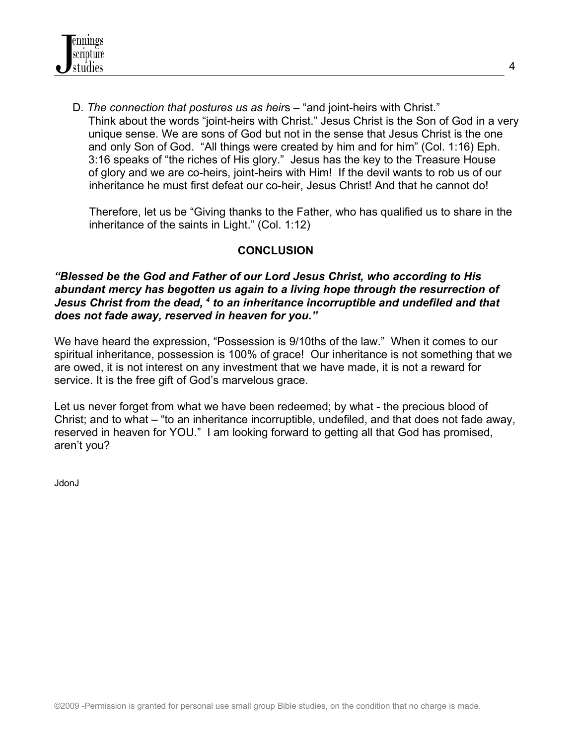D. *The connection that postures us as heir*s – "and joint-heirs with Christ."
Think about the words "joint-heirs with Christ." Jesus Christ is the Son of God in a very unique sense. We are sons of God but not in the sense that Jesus Christ is the one and only Son of God. "All things were created by him and for him" (Col. 1:16) Eph. 3:16 speaks of "the riches of His glory." Jesus has the key to the Treasure House of glory and we are co-heirs, joint-heirs with Him! If the devil wants to rob us of our inheritance he must first defeat our co-heir, Jesus Christ! And that he cannot do!

Therefore, let us be "Giving thanks to the Father, who has qualified us to share in the inheritance of the saints in Light." (Col. 1:12)

## CONCLUSION

***"Blessed be the God and Father of our Lord Jesus Christ, who according to His abundant mercy has begotten us again to a living hope through the resurrection of Jesus Christ from the dead, [4] to an inheritance incorruptible and undefiled and that does not fade away, reserved in heaven for you."***

We have heard the expression, "Possession is 9/10ths of the law." When it comes to our spiritual inheritance, possession is 100% of grace! Our inheritance is not something that we are owed, it is not interest on any investment that we have made, it is not a reward for service. It is the free gift of God's marvelous grace.

Let us never forget from what we have been redeemed; by what - the precious blood of Christ; and to what – "to an inheritance incorruptible, undefiled, and that does not fade away, reserved in heaven for YOU." I am looking forward to getting all that God has promised, aren't you?

JdonJ

©2009 -Permission is granted for personal use small group Bible studies, on the condition that no charge is made.